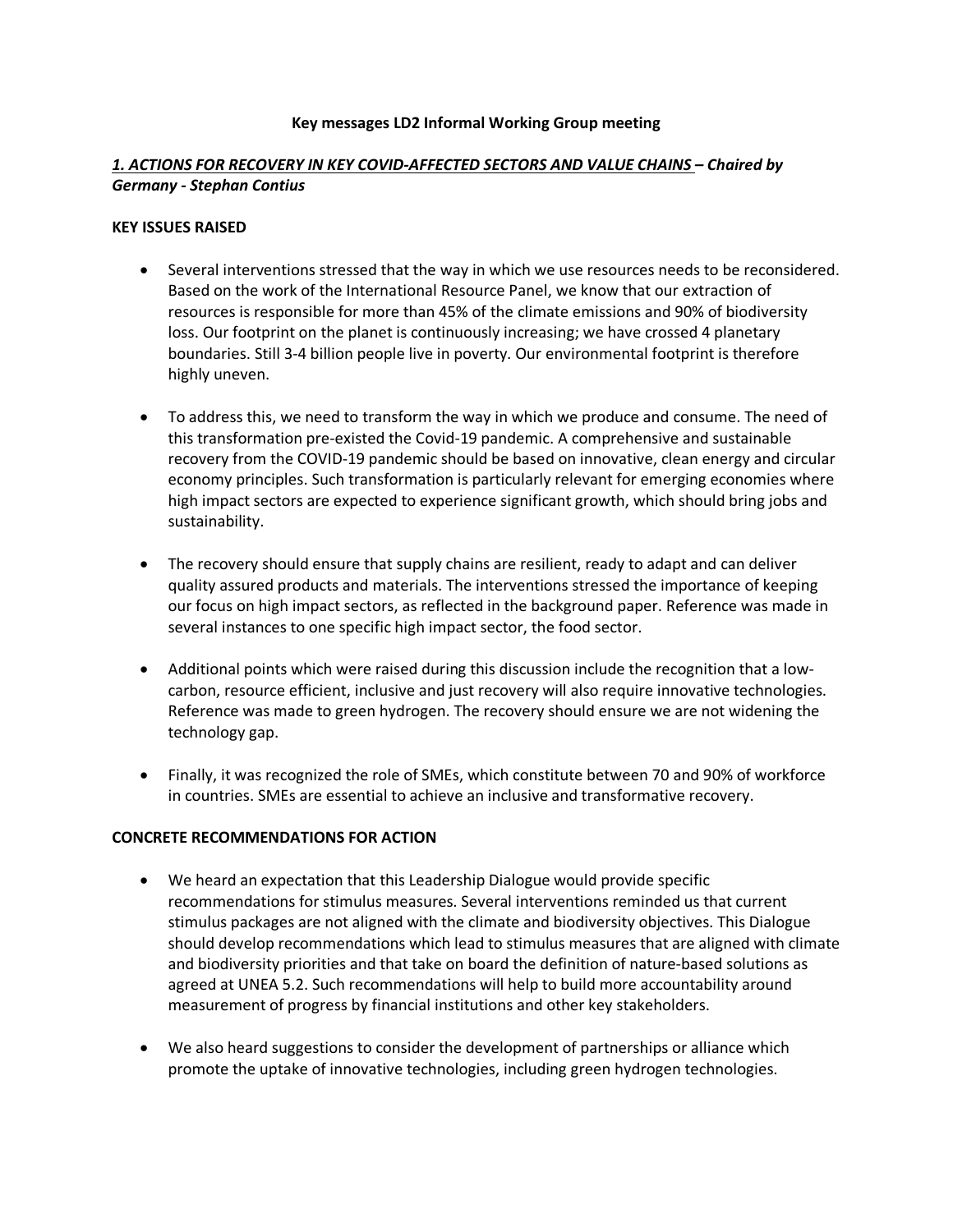# Key messages LD2 Informal Working Group meeting

## ***1. ACTIONS FOR RECOVERY IN KEY COVID-AFFECTED SECTORS AND VALUE CHAINS – Chaired by Germany - Stephan Contius***

### KEY ISSUES RAISED

- Several interventions stressed that the way in which we use resources needs to be reconsidered. Based on the work of the International Resource Panel, we know that our extraction of resources is responsible for more than 45% of the climate emissions and 90% of biodiversity loss. Our footprint on the planet is continuously increasing; we have crossed 4 planetary boundaries. Still 3-4 billion people live in poverty. Our environmental footprint is therefore highly uneven.

- To address this, we need to transform the way in which we produce and consume. The need of this transformation pre-existed the Covid-19 pandemic. A comprehensive and sustainable recovery from the COVID-19 pandemic should be based on innovative, clean energy and circular economy principles. Such transformation is particularly relevant for emerging economies where high impact sectors are expected to experience significant growth, which should bring jobs and sustainability.

- The recovery should ensure that supply chains are resilient, ready to adapt and can deliver quality assured products and materials. The interventions stressed the importance of keeping our focus on high impact sectors, as reflected in the background paper. Reference was made in several instances to one specific high impact sector, the food sector.

- Additional points which were raised during this discussion include the recognition that a low-carbon, resource efficient, inclusive and just recovery will also require innovative technologies. Reference was made to green hydrogen. The recovery should ensure we are not widening the technology gap.

- Finally, it was recognized the role of SMEs, which constitute between 70 and 90% of workforce in countries. SMEs are essential to achieve an inclusive and transformative recovery.

### CONCRETE RECOMMENDATIONS FOR ACTION

- We heard an expectation that this Leadership Dialogue would provide specific recommendations for stimulus measures. Several interventions reminded us that current stimulus packages are not aligned with the climate and biodiversity objectives. This Dialogue should develop recommendations which lead to stimulus measures that are aligned with climate and biodiversity priorities and that take on board the definition of nature-based solutions as agreed at UNEA 5.2. Such recommendations will help to build more accountability around measurement of progress by financial institutions and other key stakeholders.

- We also heard suggestions to consider the development of partnerships or alliance which promote the uptake of innovative technologies, including green hydrogen technologies.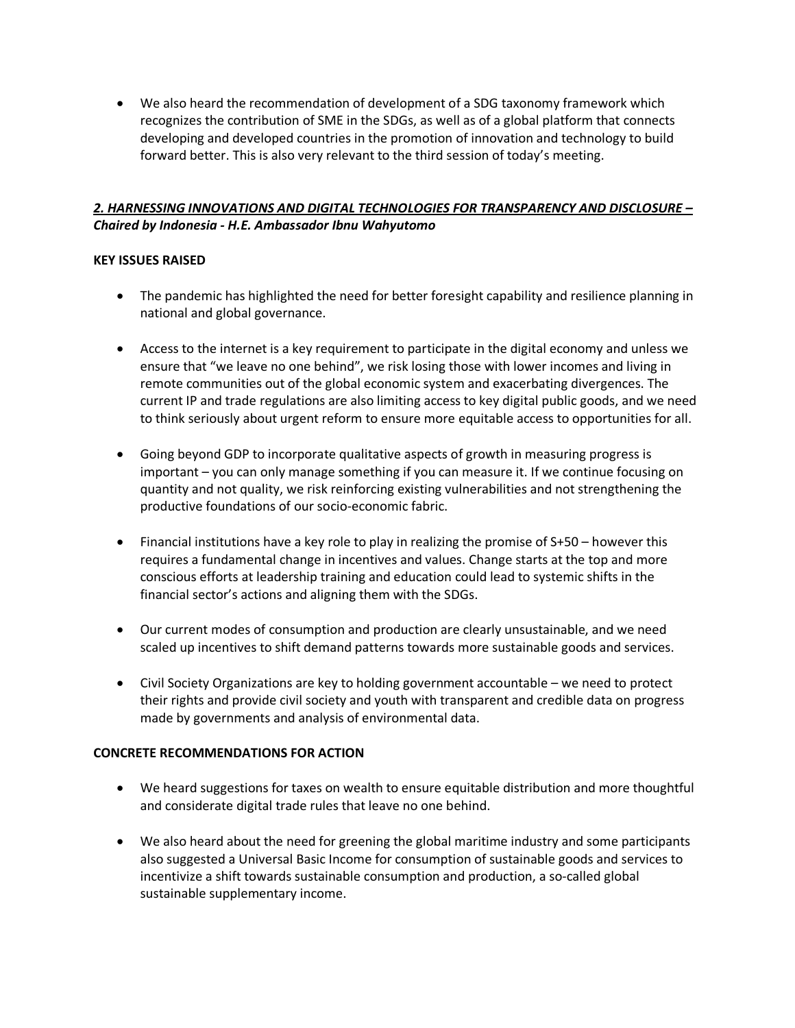- We also heard the recommendation of development of a SDG taxonomy framework which recognizes the contribution of SME in the SDGs, as well as of a global platform that connects developing and developed countries in the promotion of innovation and technology to build forward better. This is also very relevant to the third session of today's meeting.

## ***2. HARNESSING INNOVATIONS AND DIGITAL TECHNOLOGIES FOR TRANSPARENCY AND DISCLOSURE – Chaired by Indonesia - H.E. Ambassador Ibnu Wahyutomo***

### KEY ISSUES RAISED

- The pandemic has highlighted the need for better foresight capability and resilience planning in national and global governance.

- Access to the internet is a key requirement to participate in the digital economy and unless we ensure that "we leave no one behind", we risk losing those with lower incomes and living in remote communities out of the global economic system and exacerbating divergences. The current IP and trade regulations are also limiting access to key digital public goods, and we need to think seriously about urgent reform to ensure more equitable access to opportunities for all.

- Going beyond GDP to incorporate qualitative aspects of growth in measuring progress is important – you can only manage something if you can measure it. If we continue focusing on quantity and not quality, we risk reinforcing existing vulnerabilities and not strengthening the productive foundations of our socio-economic fabric.

- Financial institutions have a key role to play in realizing the promise of S+50 – however this requires a fundamental change in incentives and values. Change starts at the top and more conscious efforts at leadership training and education could lead to systemic shifts in the financial sector's actions and aligning them with the SDGs.

- Our current modes of consumption and production are clearly unsustainable, and we need scaled up incentives to shift demand patterns towards more sustainable goods and services.

- Civil Society Organizations are key to holding government accountable – we need to protect their rights and provide civil society and youth with transparent and credible data on progress made by governments and analysis of environmental data.

### CONCRETE RECOMMENDATIONS FOR ACTION

- We heard suggestions for taxes on wealth to ensure equitable distribution and more thoughtful and considerate digital trade rules that leave no one behind.

- We also heard about the need for greening the global maritime industry and some participants also suggested a Universal Basic Income for consumption of sustainable goods and services to incentivize a shift towards sustainable consumption and production, a so-called global sustainable supplementary income.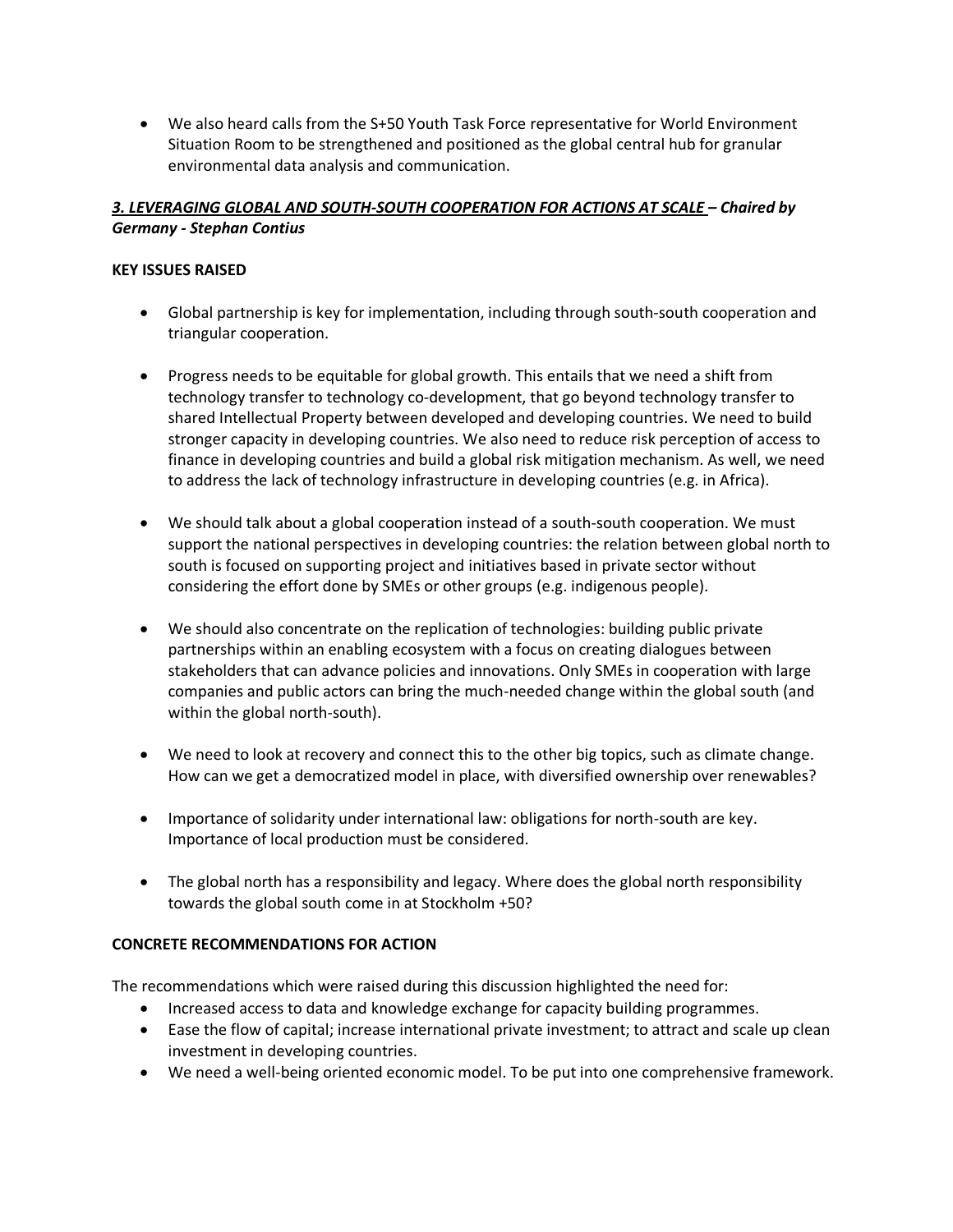- We also heard calls from the S+50 Youth Task Force representative for World Environment Situation Room to be strengthened and positioned as the global central hub for granular environmental data analysis and communication.

***<u>3. LEVERAGING GLOBAL AND SOUTH-SOUTH COOPERATION FOR ACTIONS AT SCALE</u> – Chaired by Germany - Stephan Contius***

**KEY ISSUES RAISED**

- Global partnership is key for implementation, including through south-south cooperation and triangular cooperation.

- Progress needs to be equitable for global growth. This entails that we need a shift from technology transfer to technology co-development, that go beyond technology transfer to shared Intellectual Property between developed and developing countries. We need to build stronger capacity in developing countries. We also need to reduce risk perception of access to finance in developing countries and build a global risk mitigation mechanism. As well, we need to address the lack of technology infrastructure in developing countries (e.g. in Africa).

- We should talk about a global cooperation instead of a south-south cooperation. We must support the national perspectives in developing countries: the relation between global north to south is focused on supporting project and initiatives based in private sector without considering the effort done by SMEs or other groups (e.g. indigenous people).

- We should also concentrate on the replication of technologies: building public private partnerships within an enabling ecosystem with a focus on creating dialogues between stakeholders that can advance policies and innovations. Only SMEs in cooperation with large companies and public actors can bring the much-needed change within the global south (and within the global north-south).

- We need to look at recovery and connect this to the other big topics, such as climate change. How can we get a democratized model in place, with diversified ownership over renewables?

- Importance of solidarity under international law: obligations for north-south are key. Importance of local production must be considered.

- The global north has a responsibility and legacy. Where does the global north responsibility towards the global south come in at Stockholm +50?

**CONCRETE RECOMMENDATIONS FOR ACTION**

The recommendations which were raised during this discussion highlighted the need for:

- Increased access to data and knowledge exchange for capacity building programmes.
- Ease the flow of capital; increase international private investment; to attract and scale up clean investment in developing countries.
- We need a well-being oriented economic model. To be put into one comprehensive framework.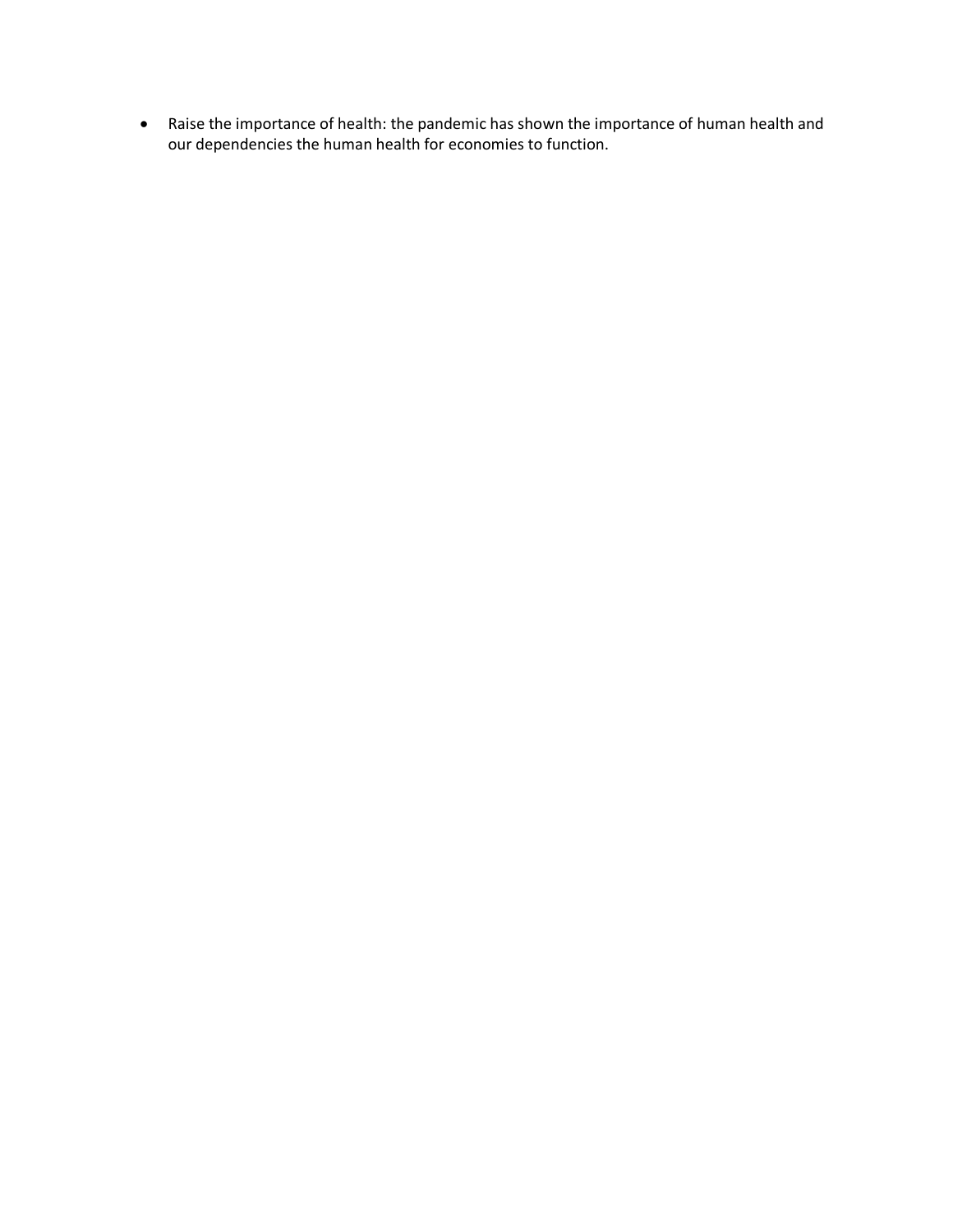- Raise the importance of health: the pandemic has shown the importance of human health and our dependencies the human health for economies to function.